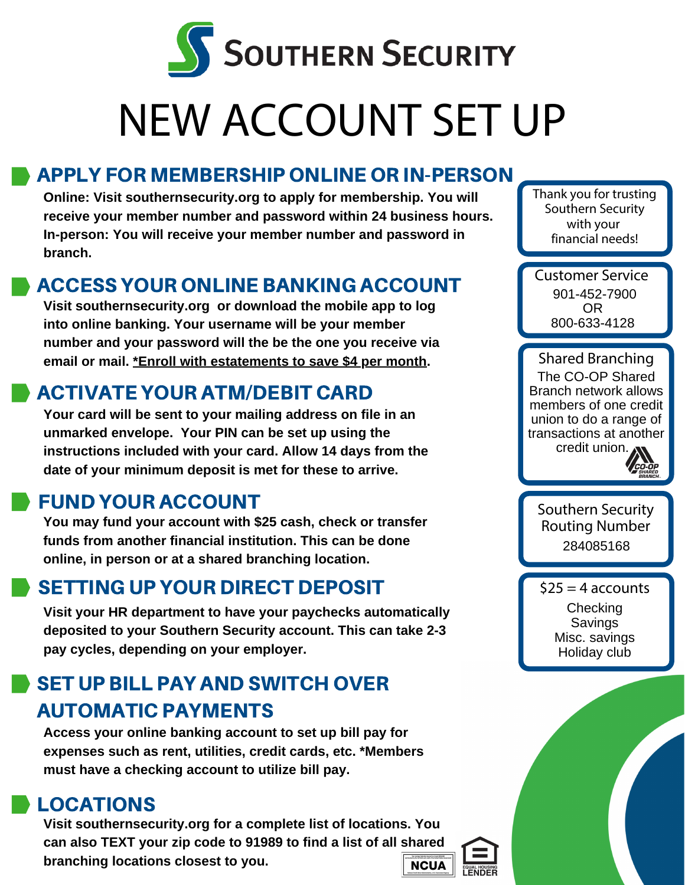# SOUTHERN SECURITY

# NEW ACCOUNT SET UP

## APPLY FOR MEMBERSHIP ONLINE OR IN-PERSON

**Online: Visit southernsecurity.org to apply for membership. You will receive your member number and password within 24 business hours. In-person: You will receive your member number and password in branch.**

## ACCESS YOUR ONLINE BANKING ACCOUNT

**Visit southernsecurity.org or download the mobile app to log into online banking. Your username will be your member number and your password will the be the one you receive via email or mail. *Enroll with estatements to save $4 per month.**

## ACTIVATE YOUR ATM/DEBIT CARD

**Your card will be sent to your mailing address on file in an unmarked envelope. Your PIN can be set up using the instructions included with your card. Allow 14 days from the date of your minimum deposit is met for these to arrive.**

## FUND YOUR ACCOUNT

**You may fund your account with $25 cash, check or transfer funds from another financial institution. This can be done online, in person or at a shared branching location.**

## SETTING UP YOUR DIRECT DEPOSIT

**Visit your HR department to have your paychecks automatically deposited to your Southern Security account. This can take 2-3 pay cycles, depending on your employer.**

## SET UP BILL PAY AND SWITCH OVER AUTOMATIC PAYMENTS

**Access your online banking account to set up bill pay for expenses such as rent, utilities, credit cards, etc. *Members must have a checking account to utilize bill pay.**

## LOCATIONS

**Visit southernsecurity.org for a complete list of locations. You can also TEXT your zip code to 91989 to find a list of all shared branching locations closest to you.**

---

Thank you for trusting Southern Security with your financial needs!

**Customer Service**
901-452-7900
OR
800-633-4128

**Shared Branching**
The CO-OP Shared Branch network allows members of one credit union to do a range of transactions at another credit union.

CO-OP SHARED BRANCH

**Southern Security Routing Number**
284085168

**$25 = 4 accounts**
Checking
Savings
Misc. savings
Holiday club

NCUA

EQUAL HOUSING LENDER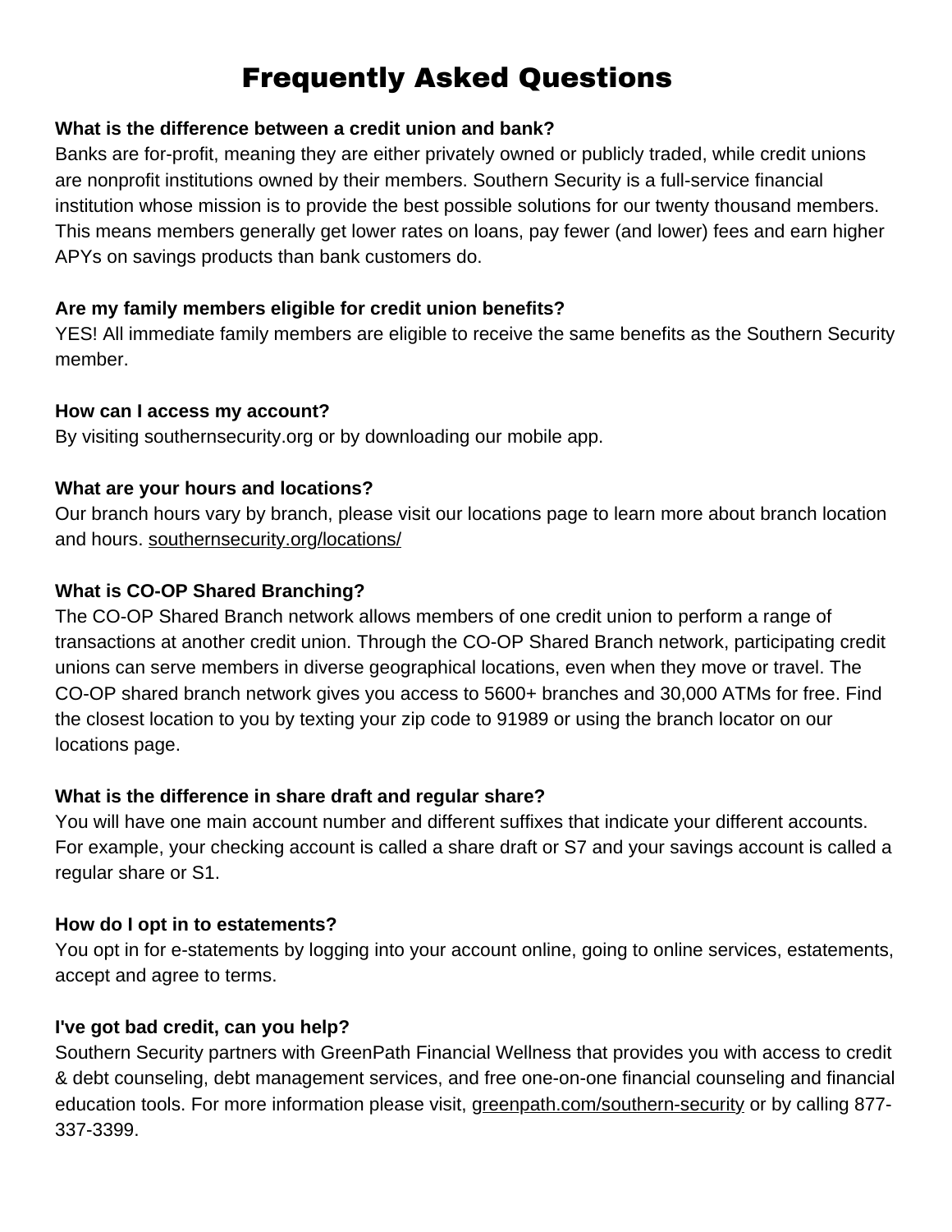# Frequently Asked Questions

**What is the difference between a credit union and bank?**

Banks are for-profit, meaning they are either privately owned or publicly traded, while credit unions are nonprofit institutions owned by their members. Southern Security is a full-service financial institution whose mission is to provide the best possible solutions for our twenty thousand members. This means members generally get lower rates on loans, pay fewer (and lower) fees and earn higher APYs on savings products than bank customers do.

**Are my family members eligible for credit union benefits?**

YES! All immediate family members are eligible to receive the same benefits as the Southern Security member.

**How can I access my account?**

By visiting southernsecurity.org or by downloading our mobile app.

**What are your hours and locations?**

Our branch hours vary by branch, please visit our locations page to learn more about branch location and hours. southernsecurity.org/locations/

**What is CO-OP Shared Branching?**

The CO-OP Shared Branch network allows members of one credit union to perform a range of transactions at another credit union. Through the CO-OP Shared Branch network, participating credit unions can serve members in diverse geographical locations, even when they move or travel. The CO-OP shared branch network gives you access to 5600+ branches and 30,000 ATMs for free. Find the closest location to you by texting your zip code to 91989 or using the branch locator on our locations page.

**What is the difference in share draft and regular share?**

You will have one main account number and different suffixes that indicate your different accounts. For example, your checking account is called a share draft or S7 and your savings account is called a regular share or S1.

**How do I opt in to estatements?**

You opt in for e-statements by logging into your account online, going to online services, estatements, accept and agree to terms.

**I've got bad credit, can you help?**

Southern Security partners with GreenPath Financial Wellness that provides you with access to credit & debt counseling, debt management services, and free one-on-one financial counseling and financial education tools. For more information please visit, greenpath.com/southern-security or by calling 877-337-3399.